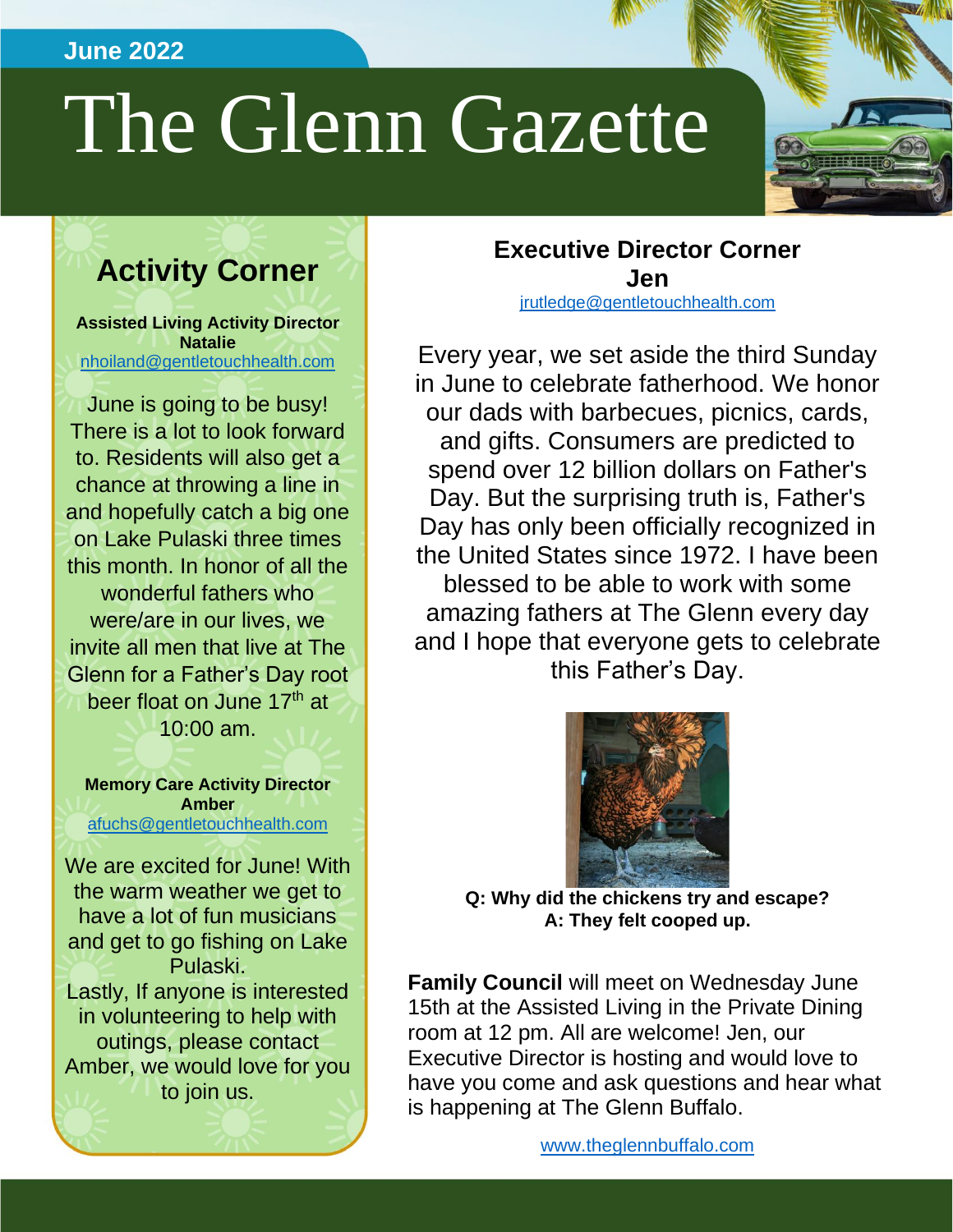June 2022

# The Glenn Gazette

## Activity Corner

**Assisted Living Activity Director**
**Natalie**
nhoiland@gentletouchhealth.com

June is going to be busy! There is a lot to look forward to. Residents will also get a chance at throwing a line in and hopefully catch a big one on Lake Pulaski three times this month. In honor of all the wonderful fathers who were/are in our lives, we invite all men that live at The Glenn for a Father's Day root beer float on June 17th at 10:00 am.

**Memory Care Activity Director**
**Amber**
afuchs@gentletouchhealth.com

We are excited for June! With the warm weather we get to have a lot of fun musicians and get to go fishing on Lake Pulaski.
Lastly, If anyone is interested in volunteering to help with outings, please contact Amber, we would love for you to join us.

## Executive Director Corner
**Jen**
jrutledge@gentletouchhealth.com

Every year, we set aside the third Sunday in June to celebrate fatherhood. We honor our dads with barbecues, picnics, cards, and gifts. Consumers are predicted to spend over 12 billion dollars on Father's Day. But the surprising truth is, Father's Day has only been officially recognized in the United States since 1972. I have been blessed to be able to work with some amazing fathers at The Glenn every day and I hope that everyone gets to celebrate this Father's Day.

**Q: Why did the chickens try and escape?**
**A: They felt cooped up.**

**Family Council** will meet on Wednesday June 15th at the Assisted Living in the Private Dining room at 12 pm. All are welcome! Jen, our Executive Director is hosting and would love to have you come and ask questions and hear what is happening at The Glenn Buffalo.

www.theglennbuffalo.com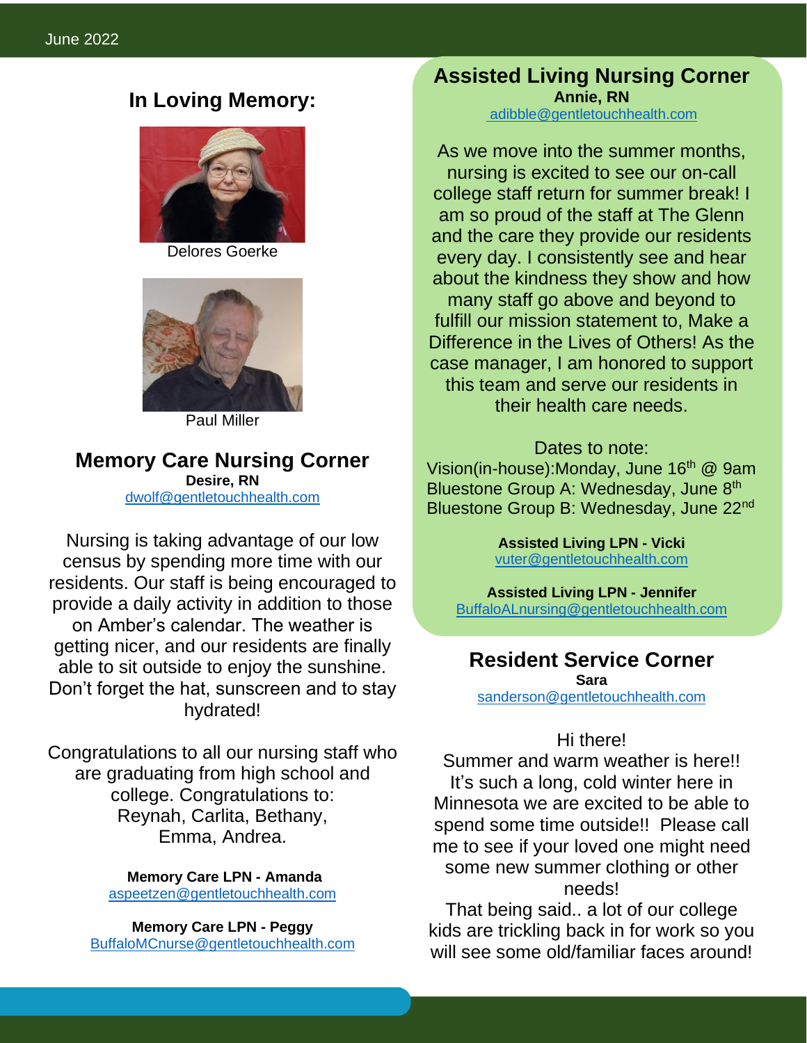## In Loving Memory:

Delores Goerke

Paul Miller

## Memory Care Nursing Corner

**Desire, RN**
dwolf@gentletouchhealth.com

Nursing is taking advantage of our low census by spending more time with our residents. Our staff is being encouraged to provide a daily activity in addition to those on Amber's calendar. The weather is getting nicer, and our residents are finally able to sit outside to enjoy the sunshine. Don't forget the hat, sunscreen and to stay hydrated!

Congratulations to all our nursing staff who are graduating from high school and college. Congratulations to: Reynah, Carlita, Bethany, Emma, Andrea.

**Memory Care LPN - Amanda**
aspeetzen@gentletouchhealth.com

**Memory Care LPN - Peggy**
BuffaloMCnurse@gentletouchhealth.com

## Assisted Living Nursing Corner

**Annie, RN**
adibble@gentletouchhealth.com

As we move into the summer months, nursing is excited to see our on-call college staff return for summer break! I am so proud of the staff at The Glenn and the care they provide our residents every day. I consistently see and hear about the kindness they show and how many staff go above and beyond to fulfill our mission statement to, Make a Difference in the Lives of Others! As the case manager, I am honored to support this team and serve our residents in their health care needs.

Dates to note:
Vision(in-house):Monday, June 16th @ 9am
Bluestone Group A: Wednesday, June 8th
Bluestone Group B: Wednesday, June 22nd

**Assisted Living LPN - Vicki**
vuter@gentletouchhealth.com

**Assisted Living LPN - Jennifer**
BuffaloALnursing@gentletouchhealth.com

## Resident Service Corner

**Sara**
sanderson@gentletouchhealth.com

Hi there!
Summer and warm weather is here!! It's such a long, cold winter here in Minnesota we are excited to be able to spend some time outside!! Please call me to see if your loved one might need some new summer clothing or other needs!
That being said.. a lot of our college kids are trickling back in for work so you will see some old/familiar faces around!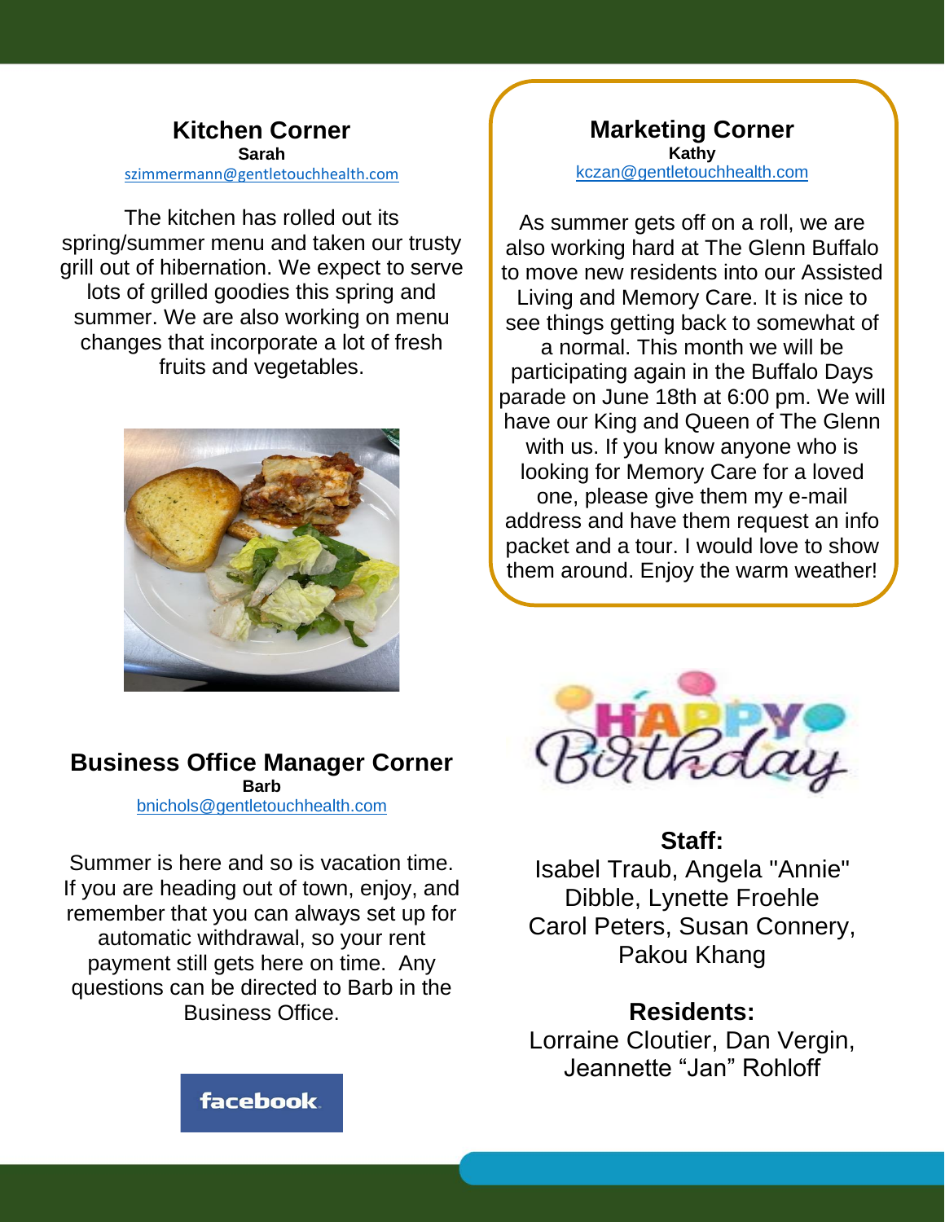## Kitchen Corner

**Sarah**
szimmermann@gentletouchhealth.com

The kitchen has rolled out its spring/summer menu and taken our trusty grill out of hibernation. We expect to serve lots of grilled goodies this spring and summer. We are also working on menu changes that incorporate a lot of fresh fruits and vegetables.

## Business Office Manager Corner

**Barb**
bnichols@gentletouchhealth.com

Summer is here and so is vacation time. If you are heading out of town, enjoy, and remember that you can always set up for automatic withdrawal, so your rent payment still gets here on time. Any questions can be directed to Barb in the Business Office.

facebook

## Marketing Corner

**Kathy**
kczan@gentletouchhealth.com

As summer gets off on a roll, we are also working hard at The Glenn Buffalo to move new residents into our Assisted Living and Memory Care. It is nice to see things getting back to somewhat of a normal. This month we will be participating again in the Buffalo Days parade on June 18th at 6:00 pm. We will have our King and Queen of The Glenn with us. If you know anyone who is looking for Memory Care for a loved one, please give them my e-mail address and have them request an info packet and a tour. I would love to show them around. Enjoy the warm weather!

## Happy Birthday

**Staff:**
Isabel Traub, Angela "Annie" Dibble, Lynette Froehle
Carol Peters, Susan Connery, Pakou Khang

**Residents:**
Lorraine Cloutier, Dan Vergin, Jeannette “Jan” Rohloff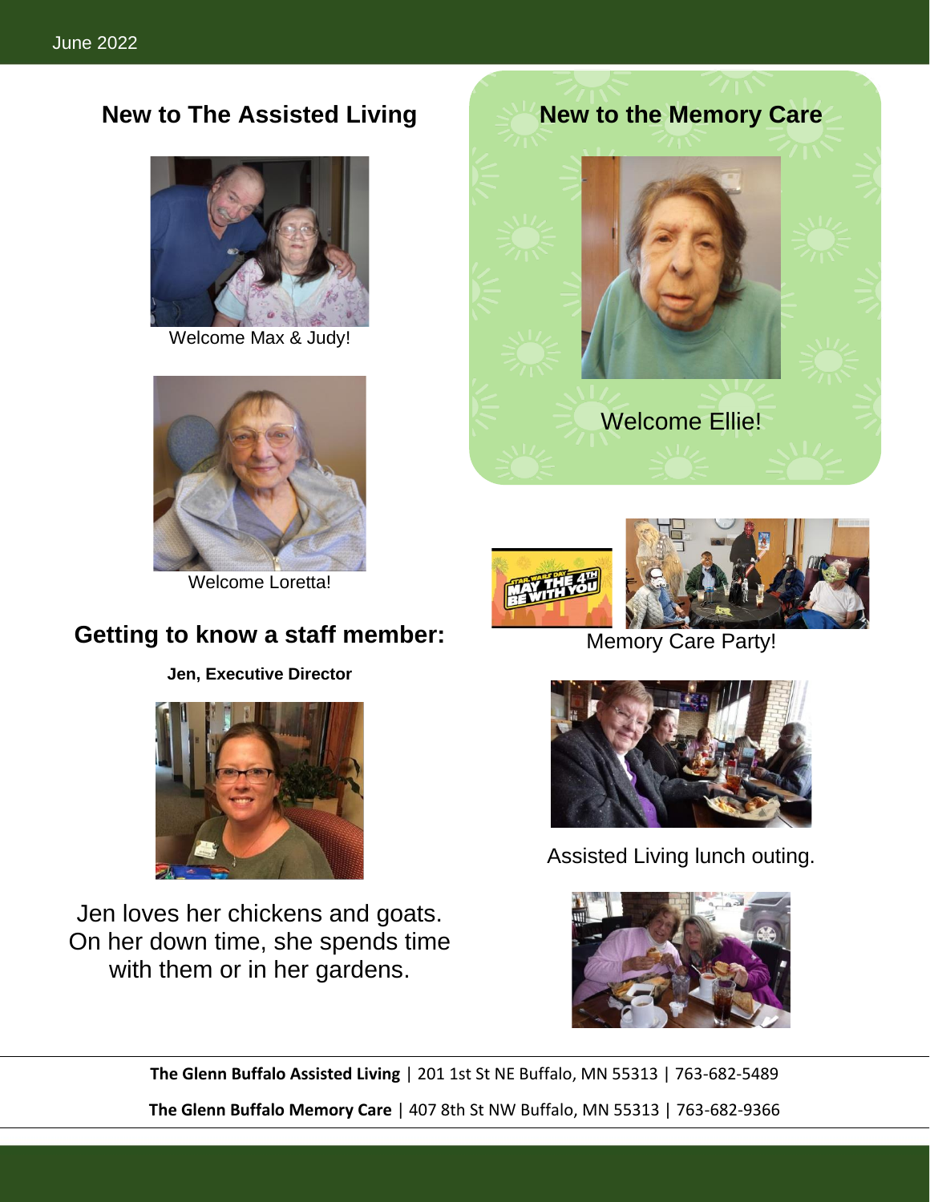## New to The Assisted Living

Welcome Max & Judy!

Welcome Loretta!

## Getting to know a staff member:

**Jen, Executive Director**

Jen loves her chickens and goats. On her down time, she spends time with them or in her gardens.

## New to the Memory Care

Welcome Ellie!

Memory Care Party!

Assisted Living lunch outing.

**The Glenn Buffalo Assisted Living** | 201 1st St NE Buffalo, MN 55313 | 763-682-5489

**The Glenn Buffalo Memory Care** | 407 8th St NW Buffalo, MN 55313 | 763-682-9366